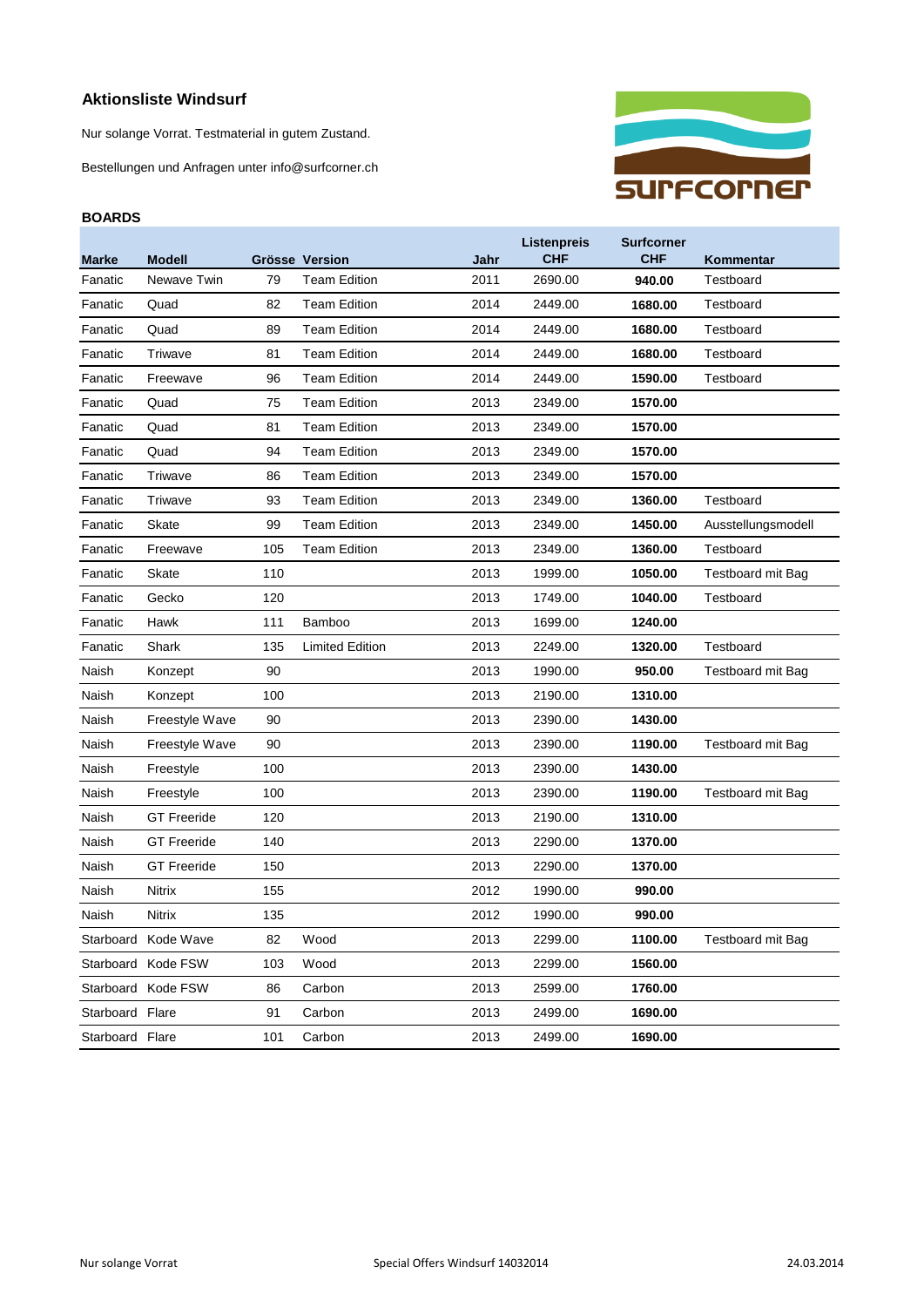## Aktionsliste Windsurf

Nur solange Vorrat. Testmaterial in gutem Zustand.

Bestellungen und Anfragen unter info@surfcorner.ch

### BOARDS

| Marke | Modell | Grösse | Version | Jahr | Listenpreis CHF | Surfcorner CHF | Kommentar |
|---|---|---|---|---|---|---|---|
| Fanatic | Newave Twin | 79 | Team Edition | 2011 | 2690.00 | **940.00** | Testboard |
| Fanatic | Quad | 82 | Team Edition | 2014 | 2449.00 | **1680.00** | Testboard |
| Fanatic | Quad | 89 | Team Edition | 2014 | 2449.00 | **1680.00** | Testboard |
| Fanatic | Triwave | 81 | Team Edition | 2014 | 2449.00 | **1680.00** | Testboard |
| Fanatic | Freewave | 96 | Team Edition | 2014 | 2449.00 | **1590.00** | Testboard |
| Fanatic | Quad | 75 | Team Edition | 2013 | 2349.00 | **1570.00** | |
| Fanatic | Quad | 81 | Team Edition | 2013 | 2349.00 | **1570.00** | |
| Fanatic | Quad | 94 | Team Edition | 2013 | 2349.00 | **1570.00** | |
| Fanatic | Triwave | 86 | Team Edition | 2013 | 2349.00 | **1570.00** | |
| Fanatic | Triwave | 93 | Team Edition | 2013 | 2349.00 | **1360.00** | Testboard |
| Fanatic | Skate | 99 | Team Edition | 2013 | 2349.00 | **1450.00** | Ausstellungsmodell |
| Fanatic | Freewave | 105 | Team Edition | 2013 | 2349.00 | **1360.00** | Testboard |
| Fanatic | Skate | 110 | | 2013 | 1999.00 | **1050.00** | Testboard mit Bag |
| Fanatic | Gecko | 120 | | 2013 | 1749.00 | **1040.00** | Testboard |
| Fanatic | Hawk | 111 | Bamboo | 2013 | 1699.00 | **1240.00** | |
| Fanatic | Shark | 135 | Limited Edition | 2013 | 2249.00 | **1320.00** | Testboard |
| Naish | Konzept | 90 | | 2013 | 1990.00 | **950.00** | Testboard mit Bag |
| Naish | Konzept | 100 | | 2013 | 2190.00 | **1310.00** | |
| Naish | Freestyle Wave | 90 | | 2013 | 2390.00 | **1430.00** | |
| Naish | Freestyle Wave | 90 | | 2013 | 2390.00 | **1190.00** | Testboard mit Bag |
| Naish | Freestyle | 100 | | 2013 | 2390.00 | **1430.00** | |
| Naish | Freestyle | 100 | | 2013 | 2390.00 | **1190.00** | Testboard mit Bag |
| Naish | GT Freeride | 120 | | 2013 | 2190.00 | **1310.00** | |
| Naish | GT Freeride | 140 | | 2013 | 2290.00 | **1370.00** | |
| Naish | GT Freeride | 150 | | 2013 | 2290.00 | **1370.00** | |
| Naish | Nitrix | 155 | | 2012 | 1990.00 | **990.00** | |
| Naish | Nitrix | 135 | | 2012 | 1990.00 | **990.00** | |
| Starboard | Kode Wave | 82 | Wood | 2013 | 2299.00 | **1100.00** | Testboard mit Bag |
| Starboard | Kode FSW | 103 | Wood | 2013 | 2299.00 | **1560.00** | |
| Starboard | Kode FSW | 86 | Carbon | 2013 | 2599.00 | **1760.00** | |
| Starboard | Flare | 91 | Carbon | 2013 | 2499.00 | **1690.00** | |
| Starboard | Flare | 101 | Carbon | 2013 | 2499.00 | **1690.00** | |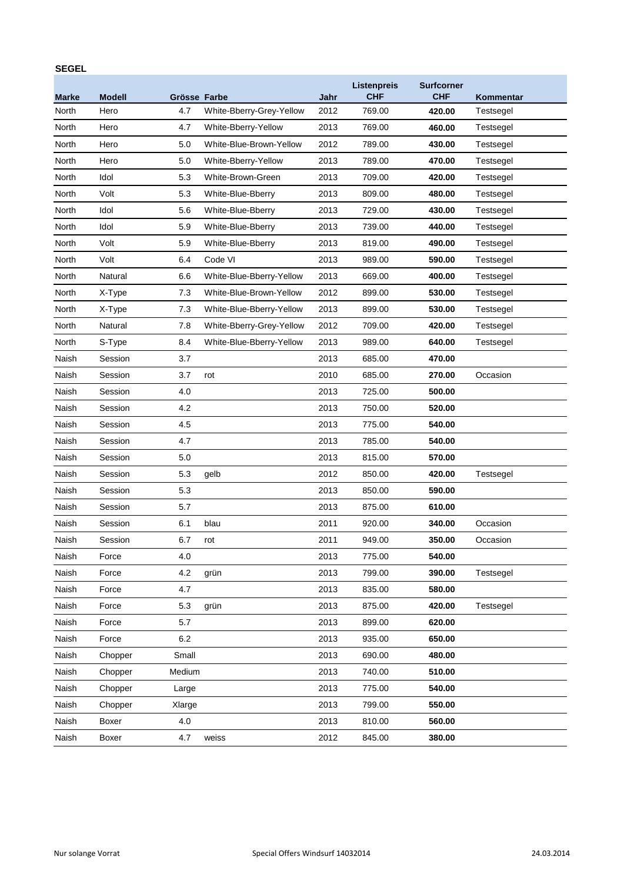**SEGEL**

| Marke | Modell | Grösse | Farbe | Jahr | Listenpreis CHF | Surfcorner CHF | Kommentar |
|---|---|---|---|---|---|---|---|
| North | Hero | 4.7 | White-Bberry-Grey-Yellow | 2012 | 769.00 | **420.00** | Testsegel |
| North | Hero | 4.7 | White-Bberry-Yellow | 2013 | 769.00 | **460.00** | Testsegel |
| North | Hero | 5.0 | White-Blue-Brown-Yellow | 2012 | 789.00 | **430.00** | Testsegel |
| North | Hero | 5.0 | White-Bberry-Yellow | 2013 | 789.00 | **470.00** | Testsegel |
| North | Idol | 5.3 | White-Brown-Green | 2013 | 709.00 | **420.00** | Testsegel |
| North | Volt | 5.3 | White-Blue-Bberry | 2013 | 809.00 | **480.00** | Testsegel |
| North | Idol | 5.6 | White-Blue-Bberry | 2013 | 729.00 | **430.00** | Testsegel |
| North | Idol | 5.9 | White-Blue-Bberry | 2013 | 739.00 | **440.00** | Testsegel |
| North | Volt | 5.9 | White-Blue-Bberry | 2013 | 819.00 | **490.00** | Testsegel |
| North | Volt | 6.4 | Code VI | 2013 | 989.00 | **590.00** | Testsegel |
| North | Natural | 6.6 | White-Blue-Bberry-Yellow | 2013 | 669.00 | **400.00** | Testsegel |
| North | X-Type | 7.3 | White-Blue-Brown-Yellow | 2012 | 899.00 | **530.00** | Testsegel |
| North | X-Type | 7.3 | White-Blue-Bberry-Yellow | 2013 | 899.00 | **530.00** | Testsegel |
| North | Natural | 7.8 | White-Bberry-Grey-Yellow | 2012 | 709.00 | **420.00** | Testsegel |
| North | S-Type | 8.4 | White-Blue-Bberry-Yellow | 2013 | 989.00 | **640.00** | Testsegel |
| Naish | Session | 3.7 | | 2013 | 685.00 | **470.00** | |
| Naish | Session | 3.7 | rot | 2010 | 685.00 | **270.00** | Occasion |
| Naish | Session | 4.0 | | 2013 | 725.00 | **500.00** | |
| Naish | Session | 4.2 | | 2013 | 750.00 | **520.00** | |
| Naish | Session | 4.5 | | 2013 | 775.00 | **540.00** | |
| Naish | Session | 4.7 | | 2013 | 785.00 | **540.00** | |
| Naish | Session | 5.0 | | 2013 | 815.00 | **570.00** | |
| Naish | Session | 5.3 | gelb | 2012 | 850.00 | **420.00** | Testsegel |
| Naish | Session | 5.3 | | 2013 | 850.00 | **590.00** | |
| Naish | Session | 5.7 | | 2013 | 875.00 | **610.00** | |
| Naish | Session | 6.1 | blau | 2011 | 920.00 | **340.00** | Occasion |
| Naish | Session | 6.7 | rot | 2011 | 949.00 | **350.00** | Occasion |
| Naish | Force | 4.0 | | 2013 | 775.00 | **540.00** | |
| Naish | Force | 4.2 | grün | 2013 | 799.00 | **390.00** | Testsegel |
| Naish | Force | 4.7 | | 2013 | 835.00 | **580.00** | |
| Naish | Force | 5.3 | grün | 2013 | 875.00 | **420.00** | Testsegel |
| Naish | Force | 5.7 | | 2013 | 899.00 | **620.00** | |
| Naish | Force | 6.2 | | 2013 | 935.00 | **650.00** | |
| Naish | Chopper | Small | | 2013 | 690.00 | **480.00** | |
| Naish | Chopper | Medium | | 2013 | 740.00 | **510.00** | |
| Naish | Chopper | Large | | 2013 | 775.00 | **540.00** | |
| Naish | Chopper | Xlarge | | 2013 | 799.00 | **550.00** | |
| Naish | Boxer | 4.0 | | 2013 | 810.00 | **560.00** | |
| Naish | Boxer | 4.7 | weiss | 2012 | 845.00 | **380.00** | |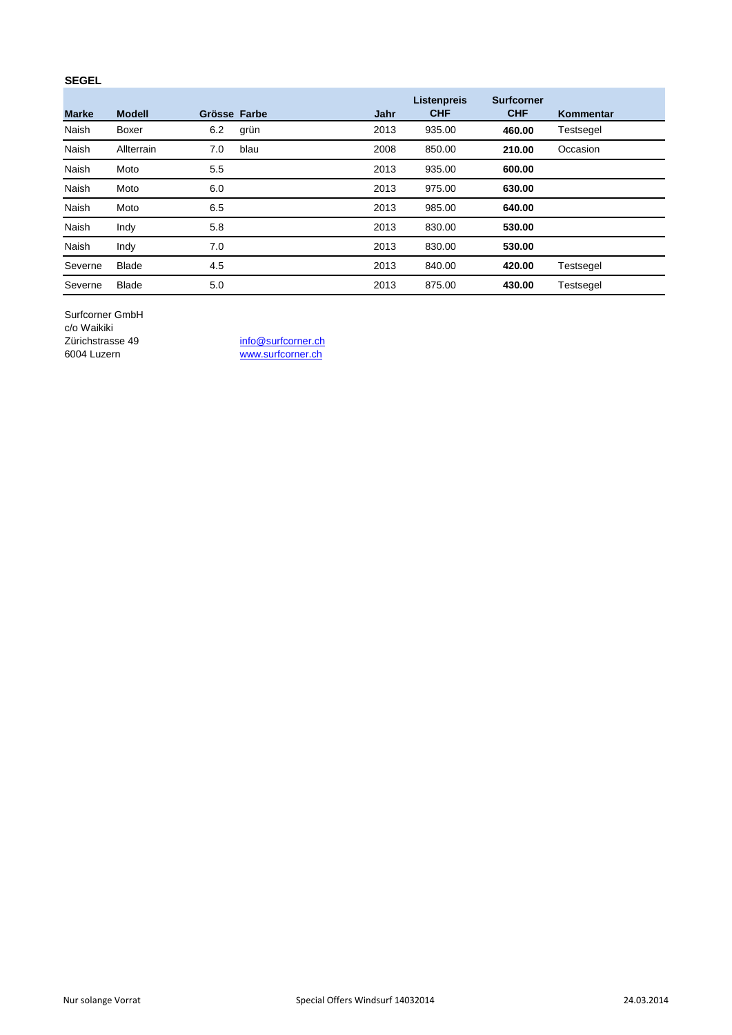**SEGEL**

| Marke | Modell | Grösse | Farbe | Jahr | Listenpreis CHF | Surfcorner CHF | Kommentar |
|---|---|---|---|---|---|---|---|
| Naish | Boxer | 6.2 | grün | 2013 | 935.00 | **460.00** | Testsegel |
| Naish | Allterrain | 7.0 | blau | 2008 | 850.00 | **210.00** | Occasion |
| Naish | Moto | 5.5 | | 2013 | 935.00 | **600.00** | |
| Naish | Moto | 6.0 | | 2013 | 975.00 | **630.00** | |
| Naish | Moto | 6.5 | | 2013 | 985.00 | **640.00** | |
| Naish | Indy | 5.8 | | 2013 | 830.00 | **530.00** | |
| Naish | Indy | 7.0 | | 2013 | 830.00 | **530.00** | |
| Severne | Blade | 4.5 | | 2013 | 840.00 | **420.00** | Testsegel |
| Severne | Blade | 5.0 | | 2013 | 875.00 | **430.00** | Testsegel |

Surfcorner GmbH
c/o Waikiki
Zürichstrasse 49
6004 Luzern

info@surfcorner.ch
www.surfcorner.ch

Nur solange Vorrat — Special Offers Windsurf 14032014 — 24.03.2014